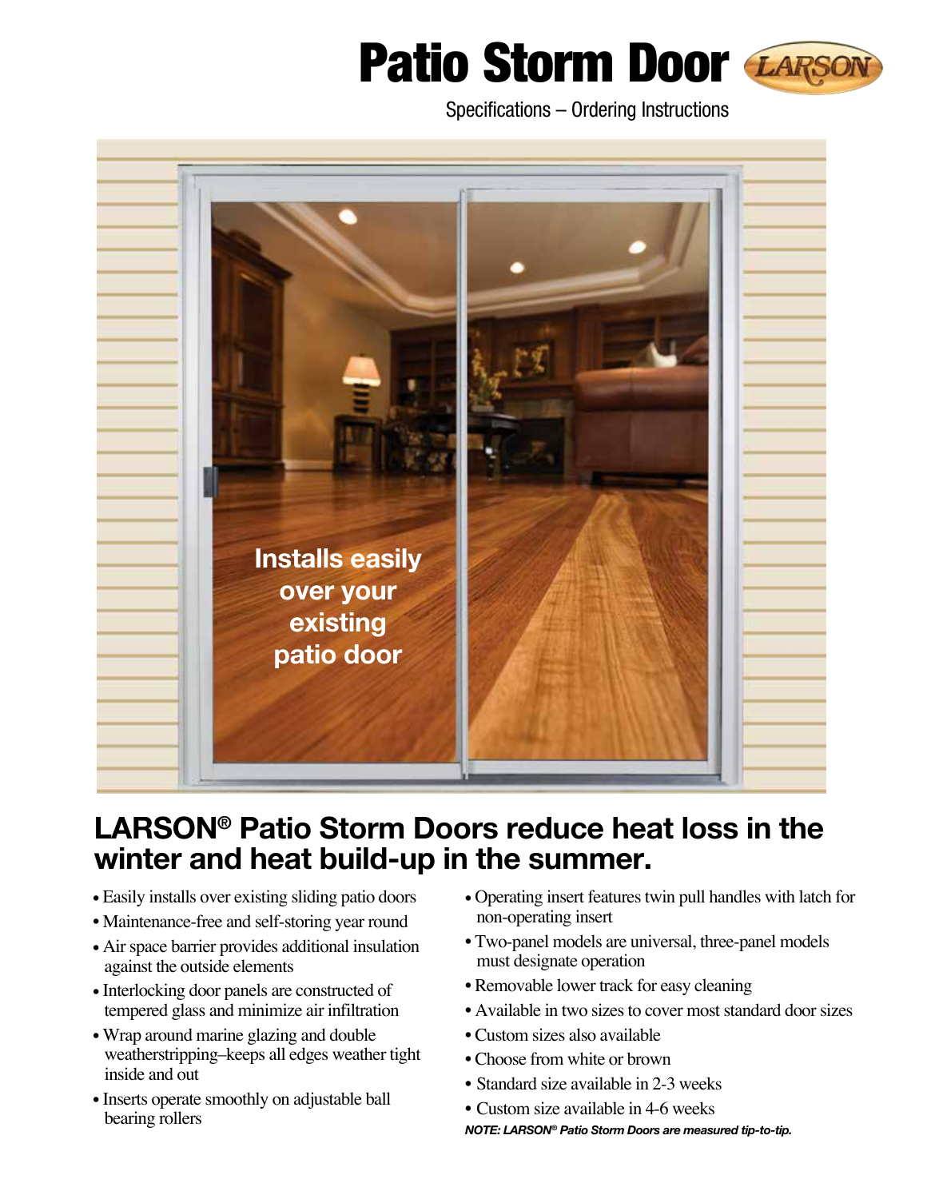# Patio Storm Door

Specifications – Ordering Instructions

Installs easily over your existing patio door

## LARSON® Patio Storm Doors reduce heat loss in the winter and heat build-up in the summer.

- Easily installs over existing sliding patio doors
- Maintenance-free and self-storing year round
- Air space barrier provides additional insulation against the outside elements
- Interlocking door panels are constructed of tempered glass and minimize air infiltration
- Wrap around marine glazing and double weatherstripping–keeps all edges weather tight inside and out
- Inserts operate smoothly on adjustable ball bearing rollers
- Operating insert features twin pull handles with latch for non-operating insert
- Two-panel models are universal, three-panel models must designate operation
- Removable lower track for easy cleaning
- Available in two sizes to cover most standard door sizes
- Custom sizes also available
- Choose from white or brown
- Standard size available in 2-3 weeks
- Custom size available in 4-6 weeks

***NOTE: LARSON® Patio Storm Doors are measured tip-to-tip.***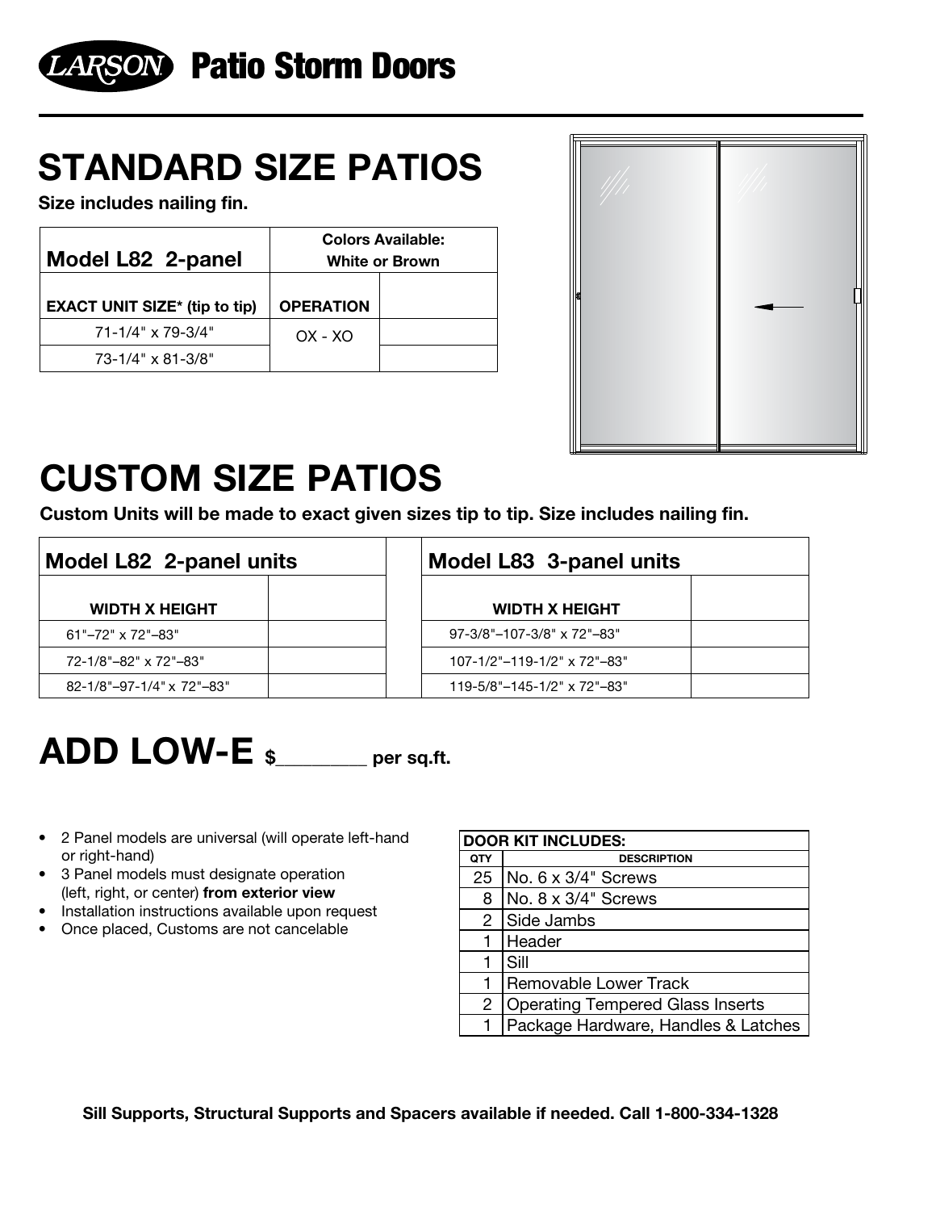# LARSON Patio Storm Doors

## STANDARD SIZE PATIOS

**Size includes nailing fin.**

| Model L82 2-panel | Colors Available: White or Brown | |
|---|---|---|
| **EXACT UNIT SIZE* (tip to tip)** | **OPERATION** | |
| 71-1/4" x 79-3/4" | OX - XO | |
| 73-1/4" x 81-3/8" | | |

## CUSTOM SIZE PATIOS

**Custom Units will be made to exact given sizes tip to tip. Size includes nailing fin.**

| Model L82 2-panel units | |
|---|---|
| **WIDTH X HEIGHT** | |
| 61"–72" x 72"–83" | |
| 72-1/8"–82" x 72"–83" | |
| 82-1/8"–97-1/4" x 72"–83" | |

| Model L83 3-panel units | |
|---|---|
| **WIDTH X HEIGHT** | |
| 97-3/8"–107-3/8" x 72"–83" | |
| 107-1/2"–119-1/2" x 72"–83" | |
| 119-5/8"–145-1/2" x 72"–83" | |

## ADD LOW-E $________ per sq.ft.

- 2 Panel models are universal (will operate left-hand or right-hand)
- 3 Panel models must designate operation (left, right, or center) **from exterior view**
- Installation instructions available upon request
- Once placed, Customs are not cancelable

| DOOR KIT INCLUDES: | |
|---|---|
| QTY | DESCRIPTION |
| 25 | No. 6 x 3/4" Screws |
| 8 | No. 8 x 3/4" Screws |
| 2 | Side Jambs |
| 1 | Header |
| 1 | Sill |
| 1 | Removable Lower Track |
| 2 | Operating Tempered Glass Inserts |
| 1 | Package Hardware, Handles & Latches |

**Sill Supports, Structural Supports and Spacers available if needed. Call 1-800-334-1328**